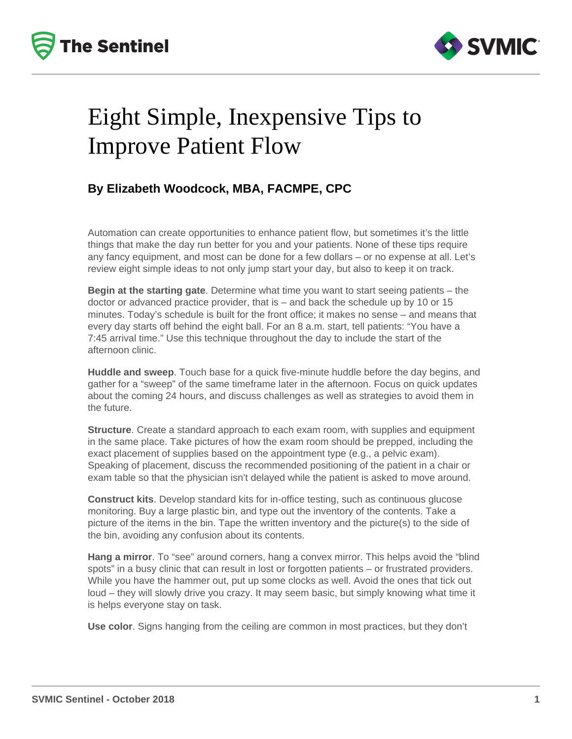# Eight Simple, Inexpensive Tips to Improve Patient Flow

### By Elizabeth Woodcock, MBA, FACMPE, CPC

Automation can create opportunities to enhance patient flow, but sometimes it's the little things that make the day run better for you and your patients. None of these tips require any fancy equipment, and most can be done for a few dollars – or no expense at all. Let's review eight simple ideas to not only jump start your day, but also to keep it on track.

**Begin at the starting gate**. Determine what time you want to start seeing patients – the doctor or advanced practice provider, that is – and back the schedule up by 10 or 15 minutes. Today's schedule is built for the front office; it makes no sense – and means that every day starts off behind the eight ball. For an 8 a.m. start, tell patients: "You have a 7:45 arrival time." Use this technique throughout the day to include the start of the afternoon clinic.

**Huddle and sweep**. Touch base for a quick five-minute huddle before the day begins, and gather for a "sweep" of the same timeframe later in the afternoon. Focus on quick updates about the coming 24 hours, and discuss challenges as well as strategies to avoid them in the future.

**Structure**. Create a standard approach to each exam room, with supplies and equipment in the same place. Take pictures of how the exam room should be prepped, including the exact placement of supplies based on the appointment type (e.g., a pelvic exam). Speaking of placement, discuss the recommended positioning of the patient in a chair or exam table so that the physician isn't delayed while the patient is asked to move around.

**Construct kits**. Develop standard kits for in-office testing, such as continuous glucose monitoring. Buy a large plastic bin, and type out the inventory of the contents. Take a picture of the items in the bin. Tape the written inventory and the picture(s) to the side of the bin, avoiding any confusion about its contents.

**Hang a mirror**. To "see" around corners, hang a convex mirror. This helps avoid the "blind spots" in a busy clinic that can result in lost or forgotten patients – or frustrated providers. While you have the hammer out, put up some clocks as well. Avoid the ones that tick out loud – they will slowly drive you crazy. It may seem basic, but simply knowing what time it is helps everyone stay on task.

**Use color**. Signs hanging from the ceiling are common in most practices, but they don't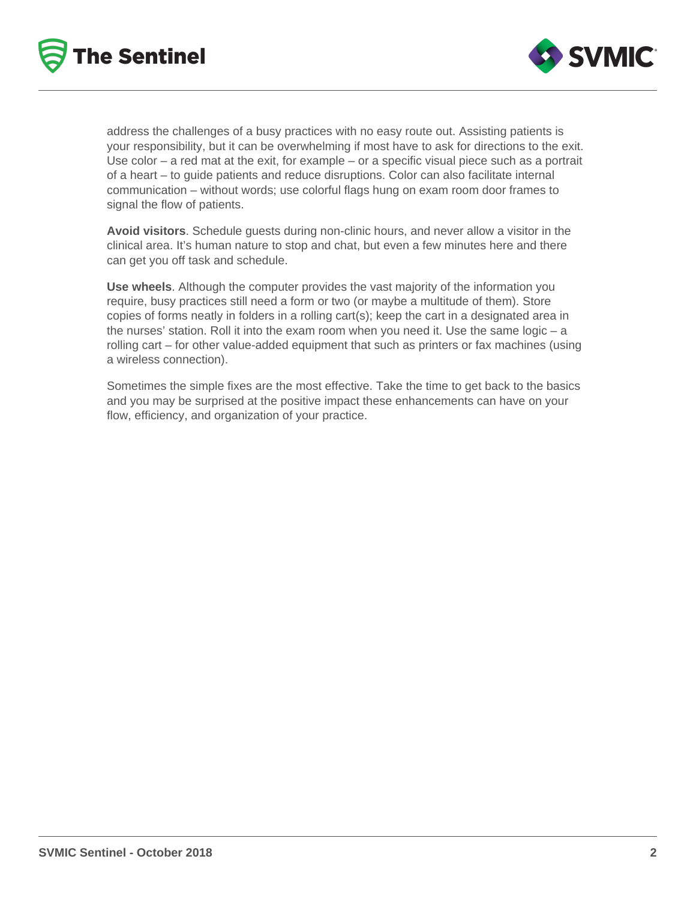address the challenges of a busy practices with no easy route out. Assisting patients is your responsibility, but it can be overwhelming if most have to ask for directions to the exit. Use color – a red mat at the exit, for example – or a specific visual piece such as a portrait of a heart – to guide patients and reduce disruptions. Color can also facilitate internal communication – without words; use colorful flags hung on exam room door frames to signal the flow of patients.

**Avoid visitors**. Schedule guests during non-clinic hours, and never allow a visitor in the clinical area. It's human nature to stop and chat, but even a few minutes here and there can get you off task and schedule.

**Use wheels**. Although the computer provides the vast majority of the information you require, busy practices still need a form or two (or maybe a multitude of them). Store copies of forms neatly in folders in a rolling cart(s); keep the cart in a designated area in the nurses' station. Roll it into the exam room when you need it. Use the same logic – a rolling cart – for other value-added equipment that such as printers or fax machines (using a wireless connection).

Sometimes the simple fixes are the most effective. Take the time to get back to the basics and you may be surprised at the positive impact these enhancements can have on your flow, efficiency, and organization of your practice.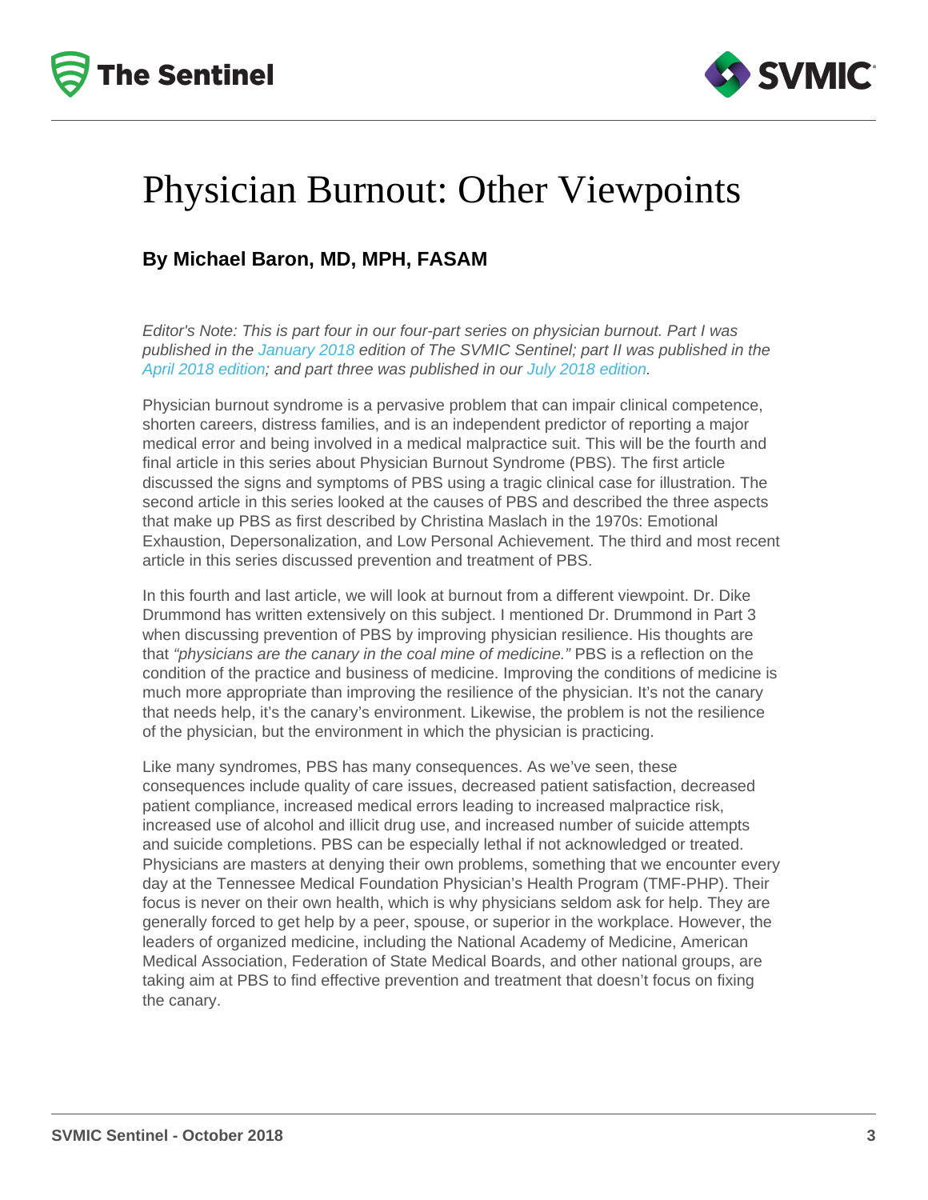# Physician Burnout: Other Viewpoints

### By Michael Baron, MD, MPH, FASAM

*Editor's Note: This is part four in our four-part series on physician burnout. Part I was published in the January 2018 edition of The SVMIC Sentinel; part II was published in the April 2018 edition; and part three was published in our July 2018 edition.*

Physician burnout syndrome is a pervasive problem that can impair clinical competence, shorten careers, distress families, and is an independent predictor of reporting a major medical error and being involved in a medical malpractice suit. This will be the fourth and final article in this series about Physician Burnout Syndrome (PBS). The first article discussed the signs and symptoms of PBS using a tragic clinical case for illustration. The second article in this series looked at the causes of PBS and described the three aspects that make up PBS as first described by Christina Maslach in the 1970s: Emotional Exhaustion, Depersonalization, and Low Personal Achievement. The third and most recent article in this series discussed prevention and treatment of PBS.

In this fourth and last article, we will look at burnout from a different viewpoint. Dr. Dike Drummond has written extensively on this subject. I mentioned Dr. Drummond in Part 3 when discussing prevention of PBS by improving physician resilience. His thoughts are that *"physicians are the canary in the coal mine of medicine."* PBS is a reflection on the condition of the practice and business of medicine. Improving the conditions of medicine is much more appropriate than improving the resilience of the physician. It's not the canary that needs help, it's the canary's environment. Likewise, the problem is not the resilience of the physician, but the environment in which the physician is practicing.

Like many syndromes, PBS has many consequences. As we've seen, these consequences include quality of care issues, decreased patient satisfaction, decreased patient compliance, increased medical errors leading to increased malpractice risk, increased use of alcohol and illicit drug use, and increased number of suicide attempts and suicide completions. PBS can be especially lethal if not acknowledged or treated. Physicians are masters at denying their own problems, something that we encounter every day at the Tennessee Medical Foundation Physician's Health Program (TMF-PHP). Their focus is never on their own health, which is why physicians seldom ask for help. They are generally forced to get help by a peer, spouse, or superior in the workplace. However, the leaders of organized medicine, including the National Academy of Medicine, American Medical Association, Federation of State Medical Boards, and other national groups, are taking aim at PBS to find effective prevention and treatment that doesn't focus on fixing the canary.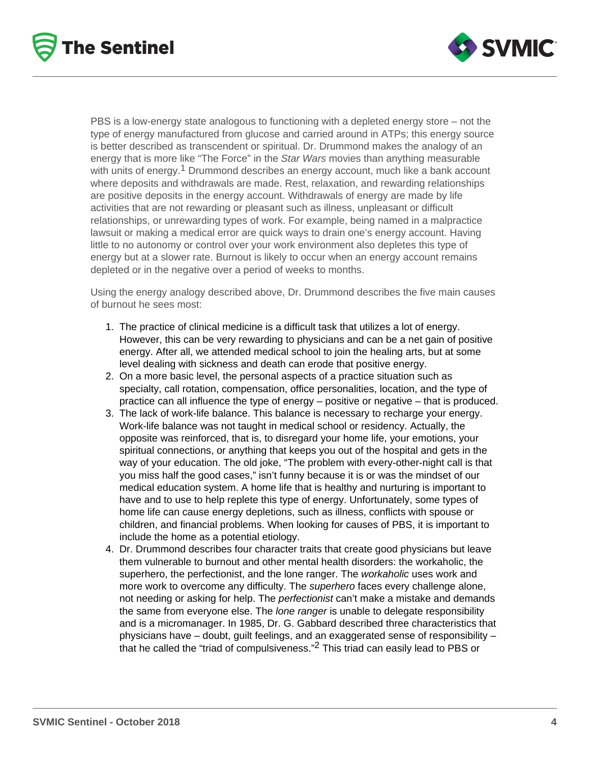PBS is a low-energy state analogous to functioning with a depleted energy store – not the type of energy manufactured from glucose and carried around in ATPs; this energy source is better described as transcendent or spiritual. Dr. Drummond makes the analogy of an energy that is more like "The Force" in the *Star Wars* movies than anything measurable with units of energy.[1] Drummond describes an energy account, much like a bank account where deposits and withdrawals are made. Rest, relaxation, and rewarding relationships are positive deposits in the energy account. Withdrawals of energy are made by life activities that are not rewarding or pleasant such as illness, unpleasant or difficult relationships, or unrewarding types of work. For example, being named in a malpractice lawsuit or making a medical error are quick ways to drain one's energy account. Having little to no autonomy or control over your work environment also depletes this type of energy but at a slower rate. Burnout is likely to occur when an energy account remains depleted or in the negative over a period of weeks to months.

Using the energy analogy described above, Dr. Drummond describes the five main causes of burnout he sees most:

1. The practice of clinical medicine is a difficult task that utilizes a lot of energy. However, this can be very rewarding to physicians and can be a net gain of positive energy. After all, we attended medical school to join the healing arts, but at some level dealing with sickness and death can erode that positive energy.
2. On a more basic level, the personal aspects of a practice situation such as specialty, call rotation, compensation, office personalities, location, and the type of practice can all influence the type of energy – positive or negative – that is produced.
3. The lack of work-life balance. This balance is necessary to recharge your energy. Work-life balance was not taught in medical school or residency. Actually, the opposite was reinforced, that is, to disregard your home life, your emotions, your spiritual connections, or anything that keeps you out of the hospital and gets in the way of your education. The old joke, "The problem with every-other-night call is that you miss half the good cases," isn't funny because it is or was the mindset of our medical education system. A home life that is healthy and nurturing is important to have and to use to help replete this type of energy. Unfortunately, some types of home life can cause energy depletions, such as illness, conflicts with spouse or children, and financial problems. When looking for causes of PBS, it is important to include the home as a potential etiology.
4. Dr. Drummond describes four character traits that create good physicians but leave them vulnerable to burnout and other mental health disorders: the workaholic, the superhero, the perfectionist, and the lone ranger. The *workaholic* uses work and more work to overcome any difficulty. The *superhero* faces every challenge alone, not needing or asking for help. The *perfectionist* can't make a mistake and demands the same from everyone else. The *lone ranger* is unable to delegate responsibility and is a micromanager. In 1985, Dr. G. Gabbard described three characteristics that physicians have – doubt, guilt feelings, and an exaggerated sense of responsibility – that he called the "triad of compulsiveness."[2] This triad can easily lead to PBS or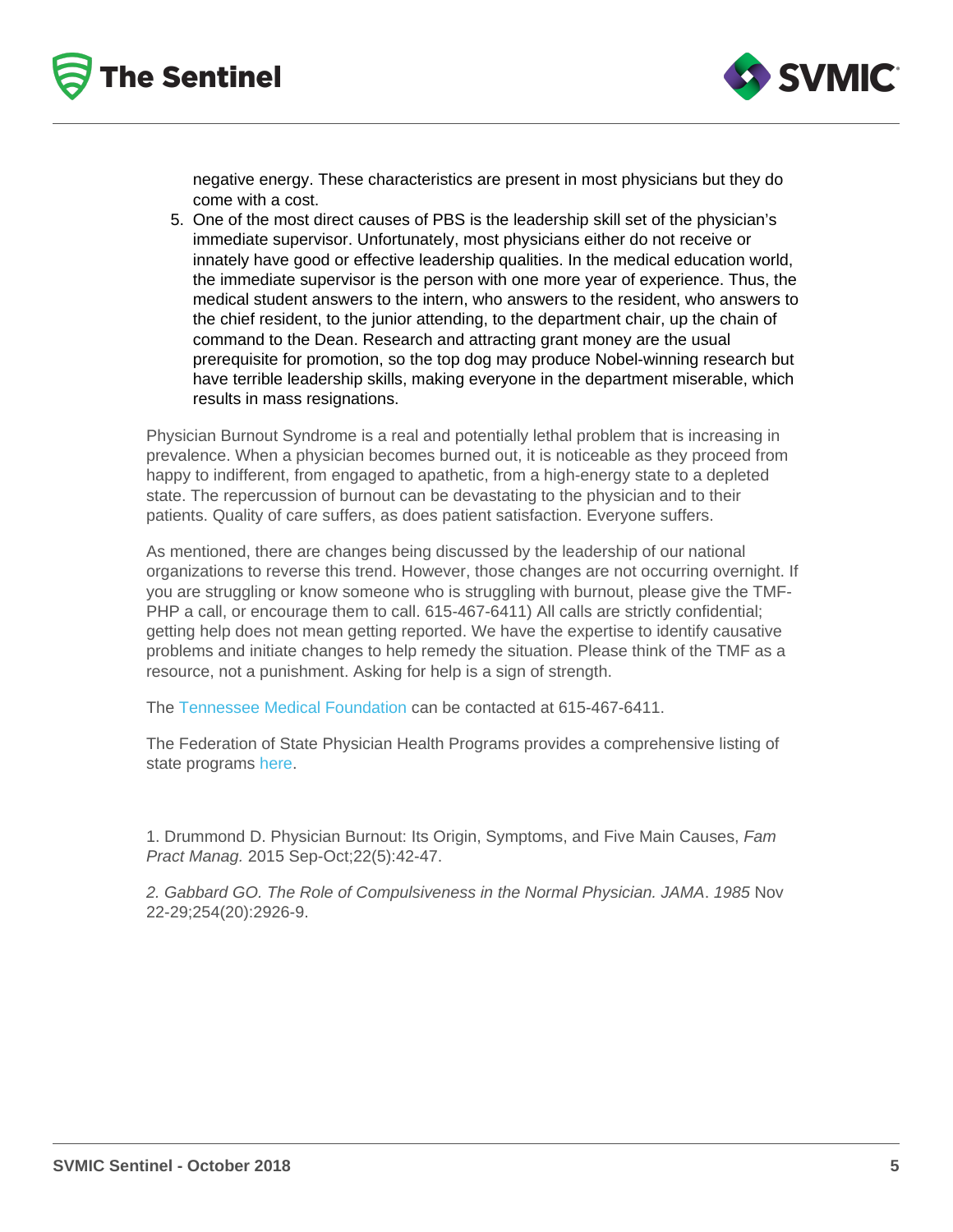negative energy. These characteristics are present in most physicians but they do come with a cost.

5. One of the most direct causes of PBS is the leadership skill set of the physician's immediate supervisor. Unfortunately, most physicians either do not receive or innately have good or effective leadership qualities. In the medical education world, the immediate supervisor is the person with one more year of experience. Thus, the medical student answers to the intern, who answers to the resident, who answers to the chief resident, to the junior attending, to the department chair, up the chain of command to the Dean. Research and attracting grant money are the usual prerequisite for promotion, so the top dog may produce Nobel-winning research but have terrible leadership skills, making everyone in the department miserable, which results in mass resignations.

Physician Burnout Syndrome is a real and potentially lethal problem that is increasing in prevalence. When a physician becomes burned out, it is noticeable as they proceed from happy to indifferent, from engaged to apathetic, from a high-energy state to a depleted state. The repercussion of burnout can be devastating to the physician and to their patients. Quality of care suffers, as does patient satisfaction. Everyone suffers.

As mentioned, there are changes being discussed by the leadership of our national organizations to reverse this trend. However, those changes are not occurring overnight. If you are struggling or know someone who is struggling with burnout, please give the TMF-PHP a call, or encourage them to call. 615-467-6411) All calls are strictly confidential; getting help does not mean getting reported. We have the expertise to identify causative problems and initiate changes to help remedy the situation. Please think of the TMF as a resource, not a punishment. Asking for help is a sign of strength.

The Tennessee Medical Foundation can be contacted at 615-467-6411.

The Federation of State Physician Health Programs provides a comprehensive listing of state programs here.

1. Drummond D. Physician Burnout: Its Origin, Symptoms, and Five Main Causes, *Fam Pract Manag.* 2015 Sep-Oct;22(5):42-47.

2. *Gabbard GO. The Role of Compulsiveness in the Normal Physician. JAMA*. *1985* Nov 22-29;254(20):2926-9.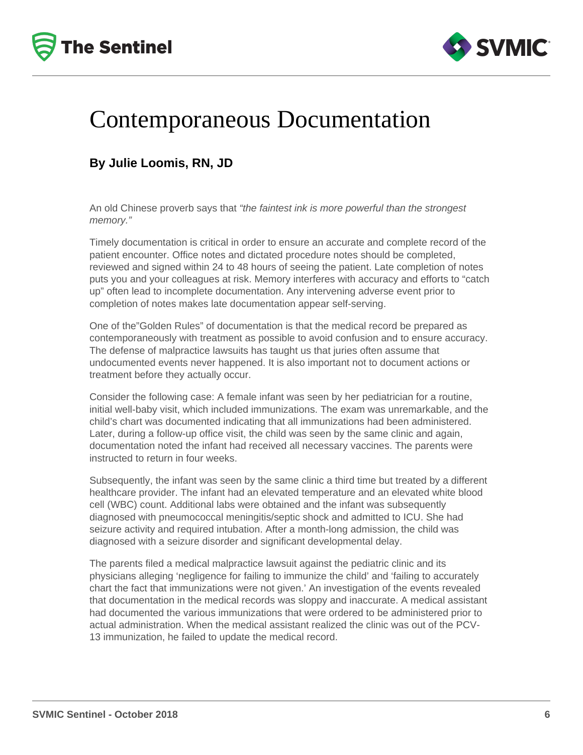# Contemporaneous Documentation

### By Julie Loomis, RN, JD

An old Chinese proverb says that *"the faintest ink is more powerful than the strongest memory."*

Timely documentation is critical in order to ensure an accurate and complete record of the patient encounter. Office notes and dictated procedure notes should be completed, reviewed and signed within 24 to 48 hours of seeing the patient. Late completion of notes puts you and your colleagues at risk. Memory interferes with accuracy and efforts to "catch up" often lead to incomplete documentation. Any intervening adverse event prior to completion of notes makes late documentation appear self-serving.

One of the"Golden Rules" of documentation is that the medical record be prepared as contemporaneously with treatment as possible to avoid confusion and to ensure accuracy. The defense of malpractice lawsuits has taught us that juries often assume that undocumented events never happened. It is also important not to document actions or treatment before they actually occur.

Consider the following case: A female infant was seen by her pediatrician for a routine, initial well-baby visit, which included immunizations. The exam was unremarkable, and the child's chart was documented indicating that all immunizations had been administered. Later, during a follow-up office visit, the child was seen by the same clinic and again, documentation noted the infant had received all necessary vaccines. The parents were instructed to return in four weeks.

Subsequently, the infant was seen by the same clinic a third time but treated by a different healthcare provider. The infant had an elevated temperature and an elevated white blood cell (WBC) count. Additional labs were obtained and the infant was subsequently diagnosed with pneumococcal meningitis/septic shock and admitted to ICU. She had seizure activity and required intubation. After a month-long admission, the child was diagnosed with a seizure disorder and significant developmental delay.

The parents filed a medical malpractice lawsuit against the pediatric clinic and its physicians alleging 'negligence for failing to immunize the child' and 'failing to accurately chart the fact that immunizations were not given.' An investigation of the events revealed that documentation in the medical records was sloppy and inaccurate. A medical assistant had documented the various immunizations that were ordered to be administered prior to actual administration. When the medical assistant realized the clinic was out of the PCV-13 immunization, he failed to update the medical record.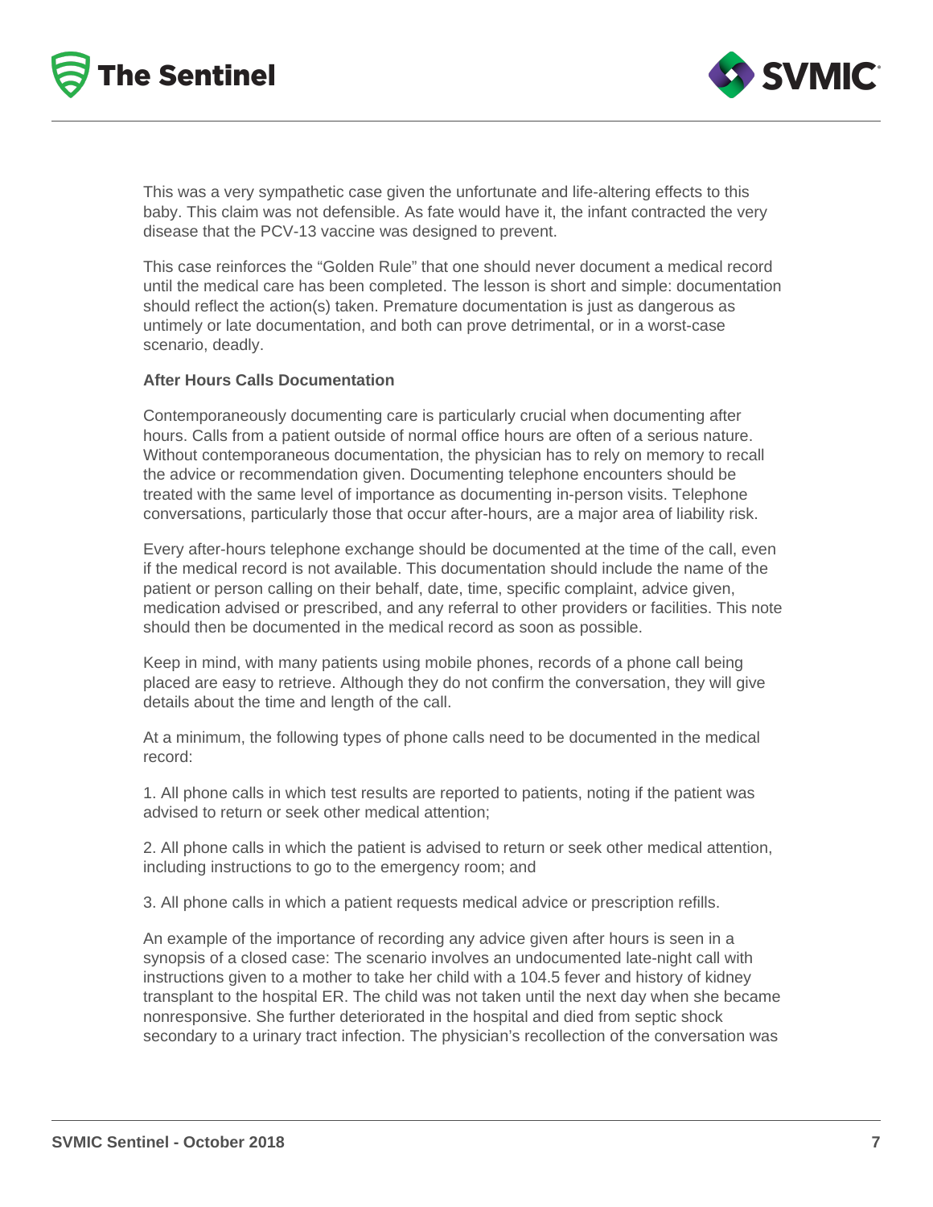This was a very sympathetic case given the unfortunate and life-altering effects to this baby. This claim was not defensible. As fate would have it, the infant contracted the very disease that the PCV-13 vaccine was designed to prevent.

This case reinforces the "Golden Rule" that one should never document a medical record until the medical care has been completed. The lesson is short and simple: documentation should reflect the action(s) taken. Premature documentation is just as dangerous as untimely or late documentation, and both can prove detrimental, or in a worst-case scenario, deadly.

**After Hours Calls Documentation**

Contemporaneously documenting care is particularly crucial when documenting after hours. Calls from a patient outside of normal office hours are often of a serious nature. Without contemporaneous documentation, the physician has to rely on memory to recall the advice or recommendation given. Documenting telephone encounters should be treated with the same level of importance as documenting in-person visits. Telephone conversations, particularly those that occur after-hours, are a major area of liability risk.

Every after-hours telephone exchange should be documented at the time of the call, even if the medical record is not available. This documentation should include the name of the patient or person calling on their behalf, date, time, specific complaint, advice given, medication advised or prescribed, and any referral to other providers or facilities. This note should then be documented in the medical record as soon as possible.

Keep in mind, with many patients using mobile phones, records of a phone call being placed are easy to retrieve. Although they do not confirm the conversation, they will give details about the time and length of the call.

At a minimum, the following types of phone calls need to be documented in the medical record:

1. All phone calls in which test results are reported to patients, noting if the patient was advised to return or seek other medical attention;

2. All phone calls in which the patient is advised to return or seek other medical attention, including instructions to go to the emergency room; and

3. All phone calls in which a patient requests medical advice or prescription refills.

An example of the importance of recording any advice given after hours is seen in a synopsis of a closed case: The scenario involves an undocumented late-night call with instructions given to a mother to take her child with a 104.5 fever and history of kidney transplant to the hospital ER. The child was not taken until the next day when she became nonresponsive. She further deteriorated in the hospital and died from septic shock secondary to a urinary tract infection. The physician's recollection of the conversation was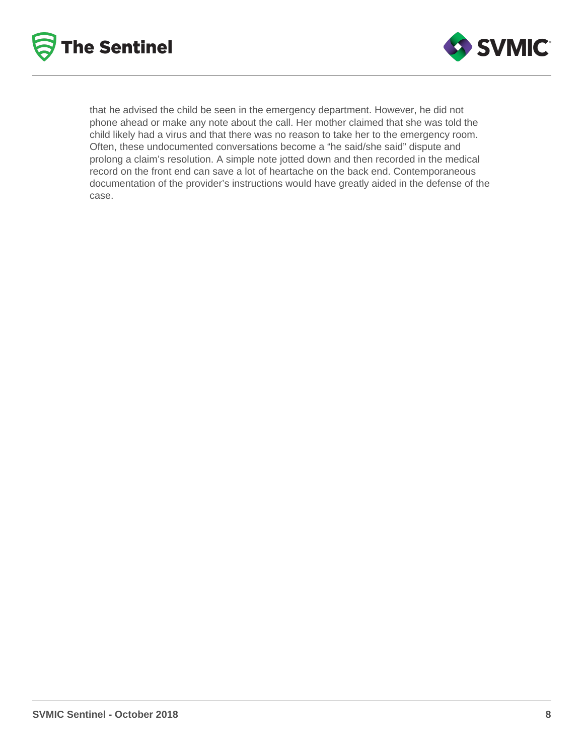that he advised the child be seen in the emergency department. However, he did not phone ahead or make any note about the call. Her mother claimed that she was told the child likely had a virus and that there was no reason to take her to the emergency room. Often, these undocumented conversations become a "he said/she said" dispute and prolong a claim's resolution. A simple note jotted down and then recorded in the medical record on the front end can save a lot of heartache on the back end. Contemporaneous documentation of the provider's instructions would have greatly aided in the defense of the case.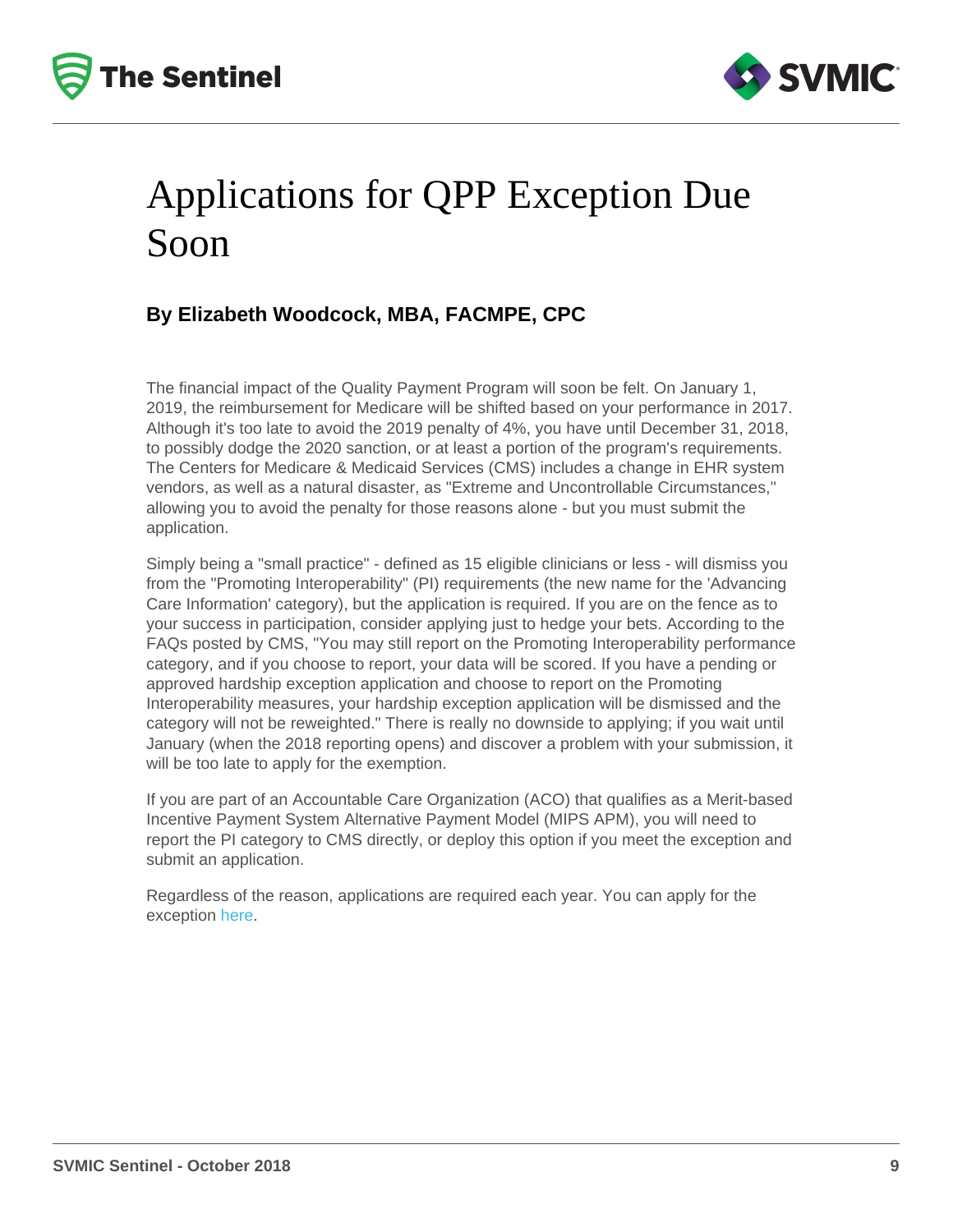# Applications for QPP Exception Due Soon

**By Elizabeth Woodcock, MBA, FACMPE, CPC**

The financial impact of the Quality Payment Program will soon be felt. On January 1, 2019, the reimbursement for Medicare will be shifted based on your performance in 2017. Although it's too late to avoid the 2019 penalty of 4%, you have until December 31, 2018, to possibly dodge the 2020 sanction, or at least a portion of the program's requirements. The Centers for Medicare & Medicaid Services (CMS) includes a change in EHR system vendors, as well as a natural disaster, as "Extreme and Uncontrollable Circumstances," allowing you to avoid the penalty for those reasons alone - but you must submit the application.

Simply being a "small practice" - defined as 15 eligible clinicians or less - will dismiss you from the "Promoting Interoperability" (PI) requirements (the new name for the 'Advancing Care Information' category), but the application is required. If you are on the fence as to your success in participation, consider applying just to hedge your bets. According to the FAQs posted by CMS, "You may still report on the Promoting Interoperability performance category, and if you choose to report, your data will be scored. If you have a pending or approved hardship exception application and choose to report on the Promoting Interoperability measures, your hardship exception application will be dismissed and the category will not be reweighted." There is really no downside to applying; if you wait until January (when the 2018 reporting opens) and discover a problem with your submission, it will be too late to apply for the exemption.

If you are part of an Accountable Care Organization (ACO) that qualifies as a Merit-based Incentive Payment System Alternative Payment Model (MIPS APM), you will need to report the PI category to CMS directly, or deploy this option if you meet the exception and submit an application.

Regardless of the reason, applications are required each year. You can apply for the exception here.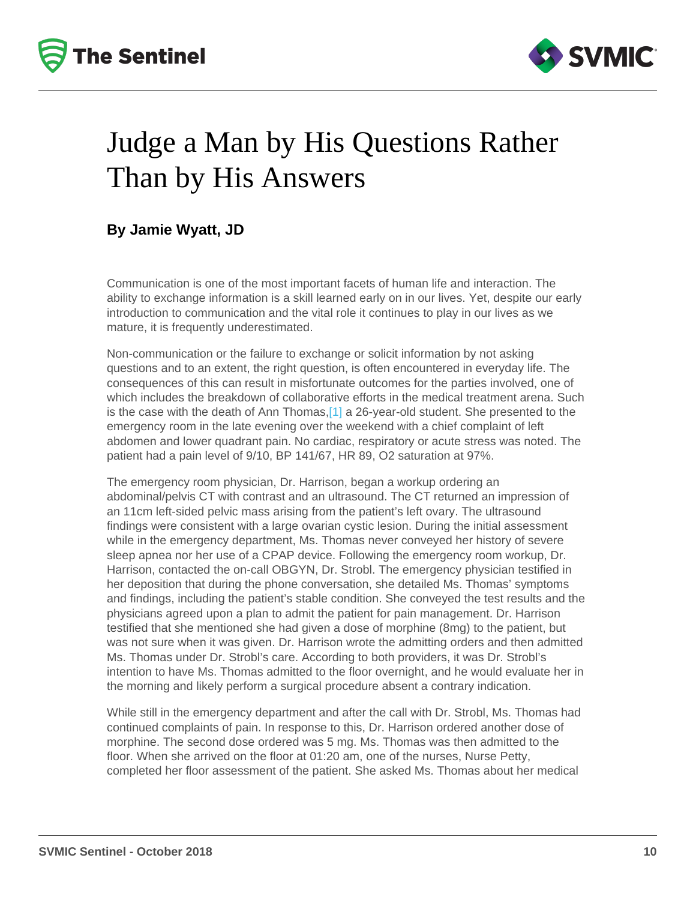# Judge a Man by His Questions Rather Than by His Answers

**By Jamie Wyatt, JD**

Communication is one of the most important facets of human life and interaction. The ability to exchange information is a skill learned early on in our lives. Yet, despite our early introduction to communication and the vital role it continues to play in our lives as we mature, it is frequently underestimated.

Non-communication or the failure to exchange or solicit information by not asking questions and to an extent, the right question, is often encountered in everyday life. The consequences of this can result in misfortunate outcomes for the parties involved, one of which includes the breakdown of collaborative efforts in the medical treatment arena. Such is the case with the death of Ann Thomas,[1] a 26-year-old student. She presented to the emergency room in the late evening over the weekend with a chief complaint of left abdomen and lower quadrant pain. No cardiac, respiratory or acute stress was noted. The patient had a pain level of 9/10, BP 141/67, HR 89, O2 saturation at 97%.

The emergency room physician, Dr. Harrison, began a workup ordering an abdominal/pelvis CT with contrast and an ultrasound. The CT returned an impression of an 11cm left-sided pelvic mass arising from the patient's left ovary. The ultrasound findings were consistent with a large ovarian cystic lesion. During the initial assessment while in the emergency department, Ms. Thomas never conveyed her history of severe sleep apnea nor her use of a CPAP device. Following the emergency room workup, Dr. Harrison, contacted the on-call OBGYN, Dr. Strobl. The emergency physician testified in her deposition that during the phone conversation, she detailed Ms. Thomas' symptoms and findings, including the patient's stable condition. She conveyed the test results and the physicians agreed upon a plan to admit the patient for pain management. Dr. Harrison testified that she mentioned she had given a dose of morphine (8mg) to the patient, but was not sure when it was given. Dr. Harrison wrote the admitting orders and then admitted Ms. Thomas under Dr. Strobl's care. According to both providers, it was Dr. Strobl's intention to have Ms. Thomas admitted to the floor overnight, and he would evaluate her in the morning and likely perform a surgical procedure absent a contrary indication.

While still in the emergency department and after the call with Dr. Strobl, Ms. Thomas had continued complaints of pain. In response to this, Dr. Harrison ordered another dose of morphine. The second dose ordered was 5 mg. Ms. Thomas was then admitted to the floor. When she arrived on the floor at 01:20 am, one of the nurses, Nurse Petty, completed her floor assessment of the patient. She asked Ms. Thomas about her medical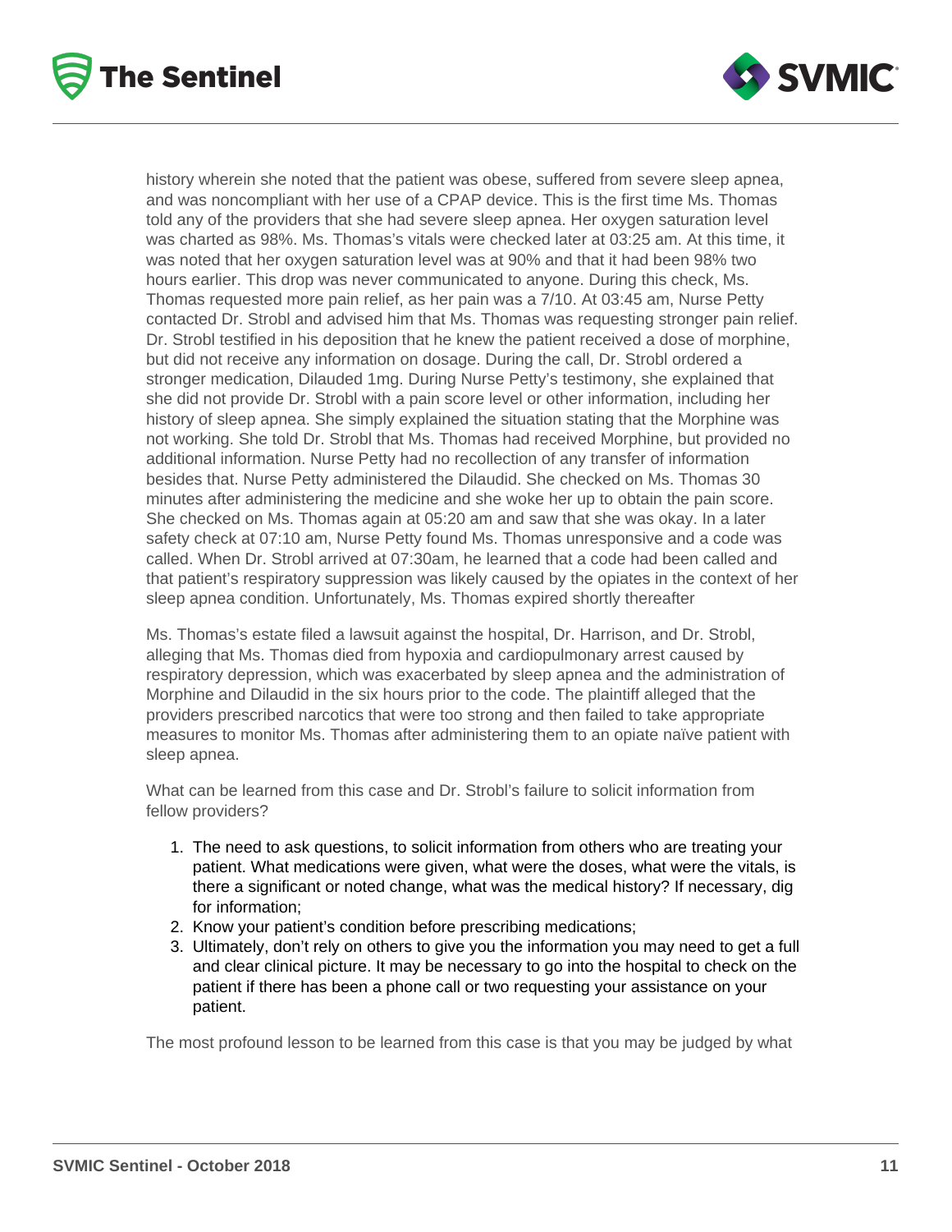history wherein she noted that the patient was obese, suffered from severe sleep apnea, and was noncompliant with her use of a CPAP device. This is the first time Ms. Thomas told any of the providers that she had severe sleep apnea. Her oxygen saturation level was charted as 98%. Ms. Thomas's vitals were checked later at 03:25 am. At this time, it was noted that her oxygen saturation level was at 90% and that it had been 98% two hours earlier. This drop was never communicated to anyone. During this check, Ms. Thomas requested more pain relief, as her pain was a 7/10. At 03:45 am, Nurse Petty contacted Dr. Strobl and advised him that Ms. Thomas was requesting stronger pain relief. Dr. Strobl testified in his deposition that he knew the patient received a dose of morphine, but did not receive any information on dosage. During the call, Dr. Strobl ordered a stronger medication, Dilauded 1mg. During Nurse Petty's testimony, she explained that she did not provide Dr. Strobl with a pain score level or other information, including her history of sleep apnea. She simply explained the situation stating that the Morphine was not working. She told Dr. Strobl that Ms. Thomas had received Morphine, but provided no additional information. Nurse Petty had no recollection of any transfer of information besides that. Nurse Petty administered the Dilaudid. She checked on Ms. Thomas 30 minutes after administering the medicine and she woke her up to obtain the pain score. She checked on Ms. Thomas again at 05:20 am and saw that she was okay. In a later safety check at 07:10 am, Nurse Petty found Ms. Thomas unresponsive and a code was called. When Dr. Strobl arrived at 07:30am, he learned that a code had been called and that patient's respiratory suppression was likely caused by the opiates in the context of her sleep apnea condition. Unfortunately, Ms. Thomas expired shortly thereafter

Ms. Thomas's estate filed a lawsuit against the hospital, Dr. Harrison, and Dr. Strobl, alleging that Ms. Thomas died from hypoxia and cardiopulmonary arrest caused by respiratory depression, which was exacerbated by sleep apnea and the administration of Morphine and Dilaudid in the six hours prior to the code. The plaintiff alleged that the providers prescribed narcotics that were too strong and then failed to take appropriate measures to monitor Ms. Thomas after administering them to an opiate naïve patient with sleep apnea.

What can be learned from this case and Dr. Strobl's failure to solicit information from fellow providers?

1. The need to ask questions, to solicit information from others who are treating your patient. What medications were given, what were the doses, what were the vitals, is there a significant or noted change, what was the medical history? If necessary, dig for information;
2. Know your patient's condition before prescribing medications;
3. Ultimately, don't rely on others to give you the information you may need to get a full and clear clinical picture. It may be necessary to go into the hospital to check on the patient if there has been a phone call or two requesting your assistance on your patient.

The most profound lesson to be learned from this case is that you may be judged by what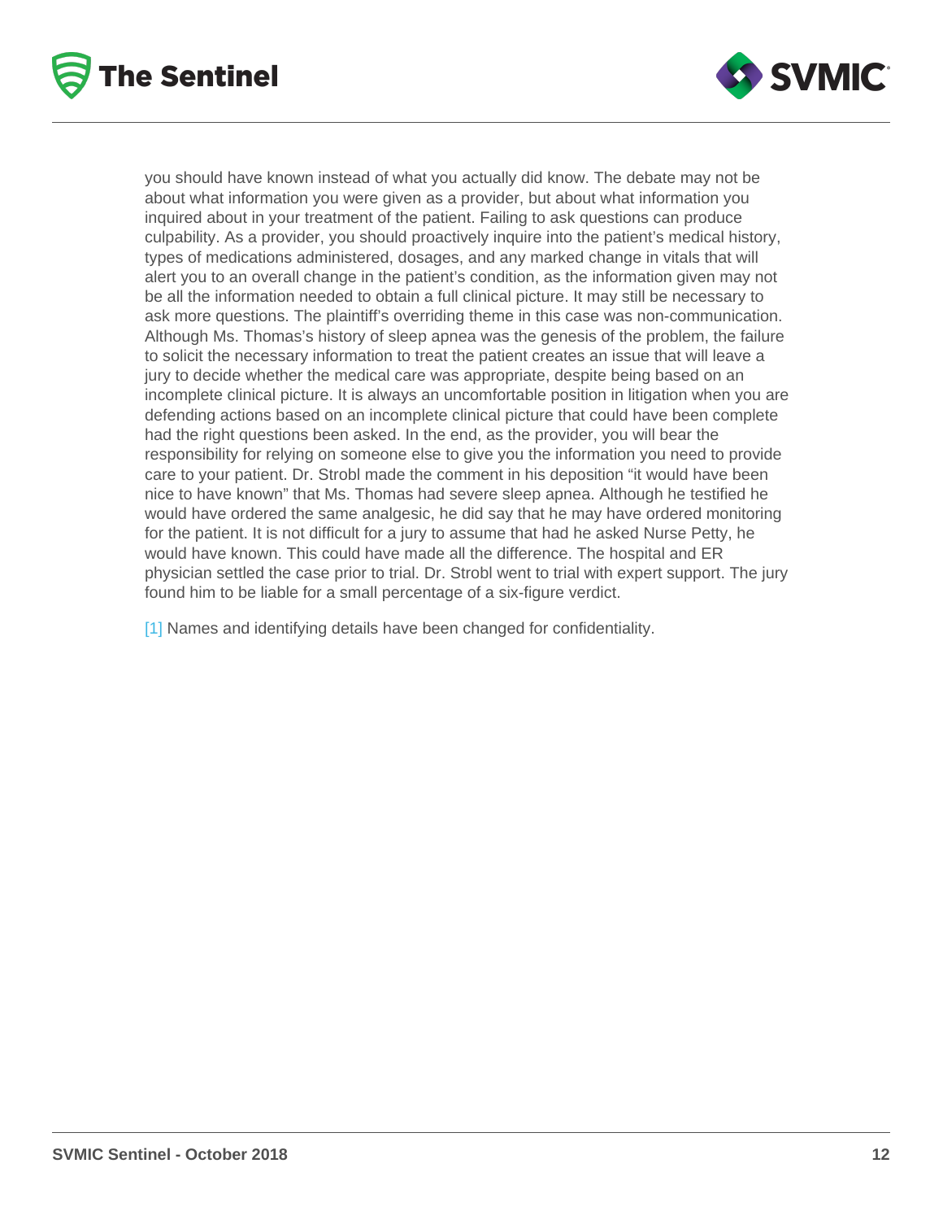you should have known instead of what you actually did know. The debate may not be about what information you were given as a provider, but about what information you inquired about in your treatment of the patient. Failing to ask questions can produce culpability. As a provider, you should proactively inquire into the patient's medical history, types of medications administered, dosages, and any marked change in vitals that will alert you to an overall change in the patient's condition, as the information given may not be all the information needed to obtain a full clinical picture. It may still be necessary to ask more questions. The plaintiff's overriding theme in this case was non-communication. Although Ms. Thomas's history of sleep apnea was the genesis of the problem, the failure to solicit the necessary information to treat the patient creates an issue that will leave a jury to decide whether the medical care was appropriate, despite being based on an incomplete clinical picture. It is always an uncomfortable position in litigation when you are defending actions based on an incomplete clinical picture that could have been complete had the right questions been asked. In the end, as the provider, you will bear the responsibility for relying on someone else to give you the information you need to provide care to your patient. Dr. Strobl made the comment in his deposition "it would have been nice to have known" that Ms. Thomas had severe sleep apnea. Although he testified he would have ordered the same analgesic, he did say that he may have ordered monitoring for the patient. It is not difficult for a jury to assume that had he asked Nurse Petty, he would have known. This could have made all the difference. The hospital and ER physician settled the case prior to trial. Dr. Strobl went to trial with expert support. The jury found him to be liable for a small percentage of a six-figure verdict.

[1] Names and identifying details have been changed for confidentiality.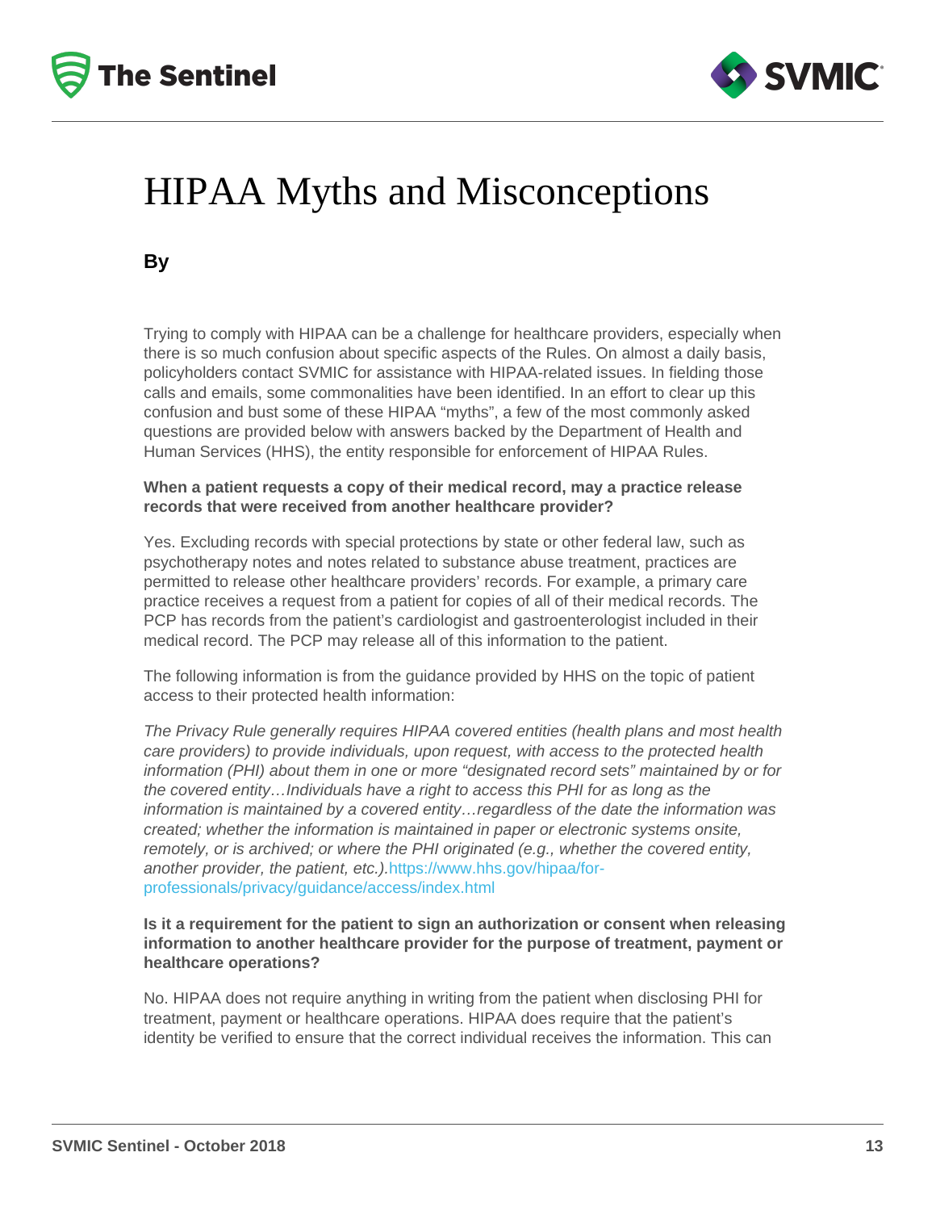# HIPAA Myths and Misconceptions

**By**

Trying to comply with HIPAA can be a challenge for healthcare providers, especially when there is so much confusion about specific aspects of the Rules. On almost a daily basis, policyholders contact SVMIC for assistance with HIPAA-related issues. In fielding those calls and emails, some commonalities have been identified. In an effort to clear up this confusion and bust some of these HIPAA "myths", a few of the most commonly asked questions are provided below with answers backed by the Department of Health and Human Services (HHS), the entity responsible for enforcement of HIPAA Rules.

**When a patient requests a copy of their medical record, may a practice release records that were received from another healthcare provider?**

Yes. Excluding records with special protections by state or other federal law, such as psychotherapy notes and notes related to substance abuse treatment, practices are permitted to release other healthcare providers' records. For example, a primary care practice receives a request from a patient for copies of all of their medical records. The PCP has records from the patient's cardiologist and gastroenterologist included in their medical record. The PCP may release all of this information to the patient.

The following information is from the guidance provided by HHS on the topic of patient access to their protected health information:

*The Privacy Rule generally requires HIPAA covered entities (health plans and most health care providers) to provide individuals, upon request, with access to the protected health information (PHI) about them in one or more "designated record sets" maintained by or for the covered entity…Individuals have a right to access this PHI for as long as the information is maintained by a covered entity…regardless of the date the information was created; whether the information is maintained in paper or electronic systems onsite, remotely, or is archived; or where the PHI originated (e.g., whether the covered entity, another provider, the patient, etc.).* https://www.hhs.gov/hipaa/for-professionals/privacy/guidance/access/index.html

**Is it a requirement for the patient to sign an authorization or consent when releasing information to another healthcare provider for the purpose of treatment, payment or healthcare operations?**

No. HIPAA does not require anything in writing from the patient when disclosing PHI for treatment, payment or healthcare operations. HIPAA does require that the patient's identity be verified to ensure that the correct individual receives the information. This can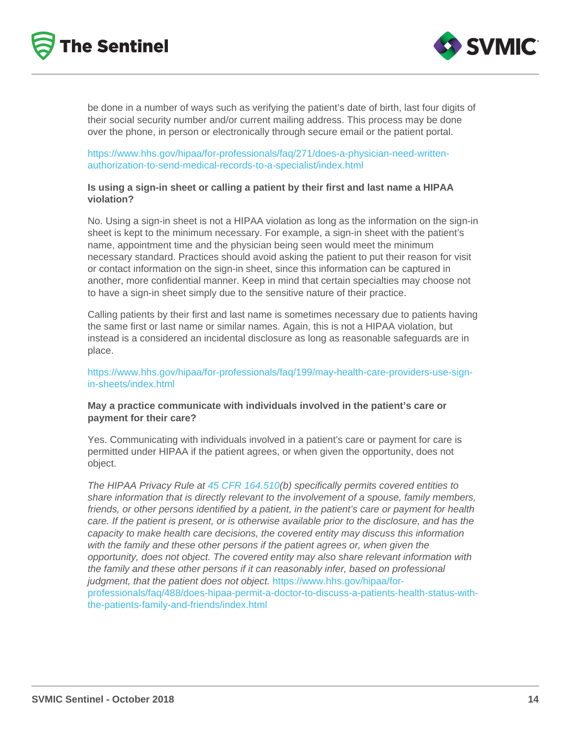be done in a number of ways such as verifying the patient's date of birth, last four digits of their social security number and/or current mailing address. This process may be done over the phone, in person or electronically through secure email or the patient portal.

https://www.hhs.gov/hipaa/for-professionals/faq/271/does-a-physician-need-written-authorization-to-send-medical-records-to-a-specialist/index.html

**Is using a sign-in sheet or calling a patient by their first and last name a HIPAA violation?**

No. Using a sign-in sheet is not a HIPAA violation as long as the information on the sign-in sheet is kept to the minimum necessary. For example, a sign-in sheet with the patient's name, appointment time and the physician being seen would meet the minimum necessary standard. Practices should avoid asking the patient to put their reason for visit or contact information on the sign-in sheet, since this information can be captured in another, more confidential manner. Keep in mind that certain specialties may choose not to have a sign-in sheet simply due to the sensitive nature of their practice.

Calling patients by their first and last name is sometimes necessary due to patients having the same first or last name or similar names. Again, this is not a HIPAA violation, but instead is a considered an incidental disclosure as long as reasonable safeguards are in place.

https://www.hhs.gov/hipaa/for-professionals/faq/199/may-health-care-providers-use-sign-in-sheets/index.html

**May a practice communicate with individuals involved in the patient's care or payment for their care?**

Yes. Communicating with individuals involved in a patient's care or payment for care is permitted under HIPAA if the patient agrees, or when given the opportunity, does not object.

*The HIPAA Privacy Rule at 45 CFR 164.510(b) specifically permits covered entities to share information that is directly relevant to the involvement of a spouse, family members, friends, or other persons identified by a patient, in the patient's care or payment for health care. If the patient is present, or is otherwise available prior to the disclosure, and has the capacity to make health care decisions, the covered entity may discuss this information with the family and these other persons if the patient agrees or, when given the opportunity, does not object. The covered entity may also share relevant information with the family and these other persons if it can reasonably infer, based on professional judgment, that the patient does not object.* https://www.hhs.gov/hipaa/for-professionals/faq/488/does-hipaa-permit-a-doctor-to-discuss-a-patients-health-status-with-the-patients-family-and-friends/index.html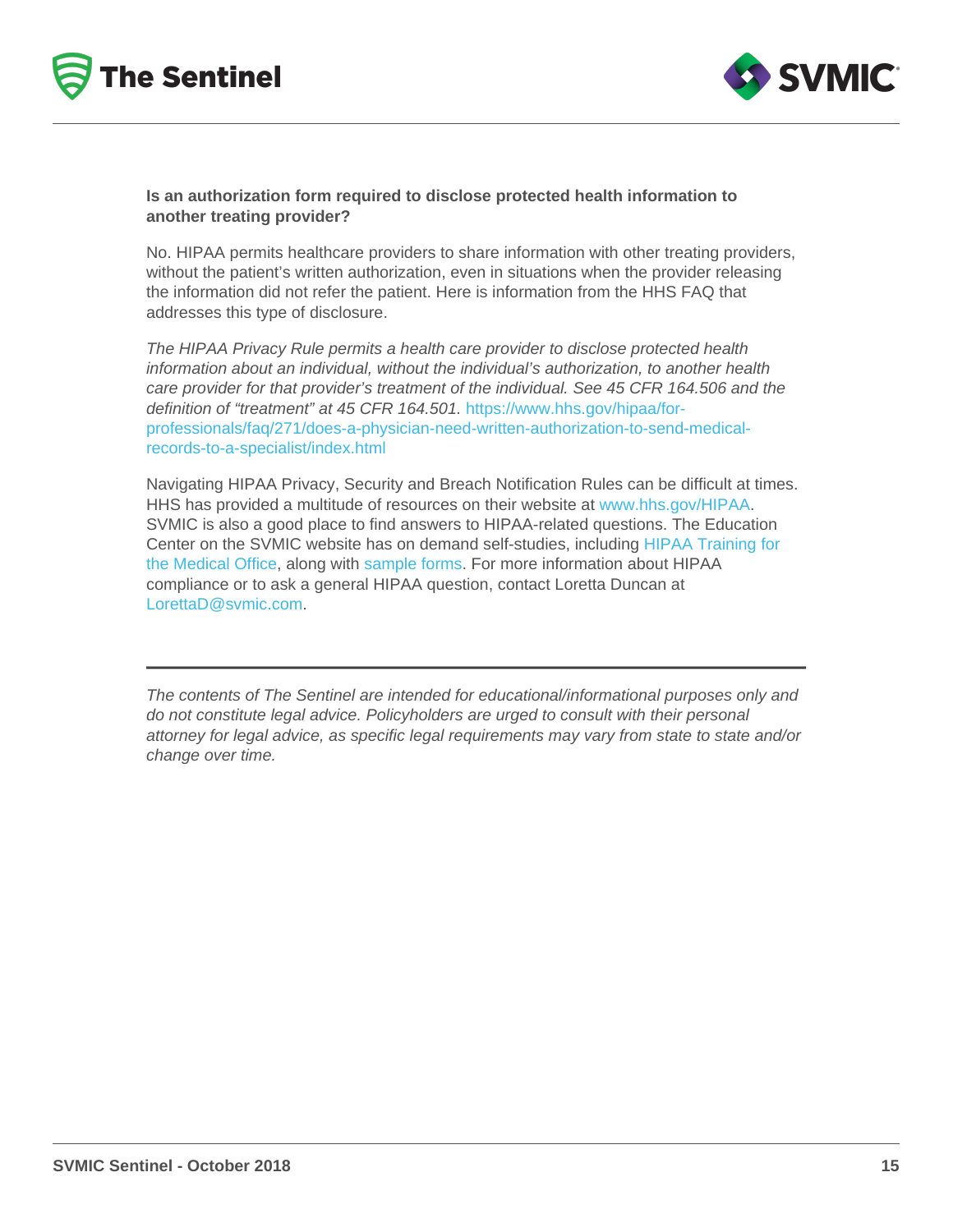**Is an authorization form required to disclose protected health information to another treating provider?**

No. HIPAA permits healthcare providers to share information with other treating providers, without the patient's written authorization, even in situations when the provider releasing the information did not refer the patient. Here is information from the HHS FAQ that addresses this type of disclosure.

*The HIPAA Privacy Rule permits a health care provider to disclose protected health information about an individual, without the individual's authorization, to another health care provider for that provider's treatment of the individual. See 45 CFR 164.506 and the definition of "treatment" at 45 CFR 164.501.* https://www.hhs.gov/hipaa/for-professionals/faq/271/does-a-physician-need-written-authorization-to-send-medical-records-to-a-specialist/index.html

Navigating HIPAA Privacy, Security and Breach Notification Rules can be difficult at times. HHS has provided a multitude of resources on their website at www.hhs.gov/HIPAA. SVMIC is also a good place to find answers to HIPAA-related questions. The Education Center on the SVMIC website has on demand self-studies, including HIPAA Training for the Medical Office, along with sample forms. For more information about HIPAA compliance or to ask a general HIPAA question, contact Loretta Duncan at LorettaD@svmic.com.

---

*The contents of The Sentinel are intended for educational/informational purposes only and do not constitute legal advice. Policyholders are urged to consult with their personal attorney for legal advice, as specific legal requirements may vary from state to state and/or change over time.*